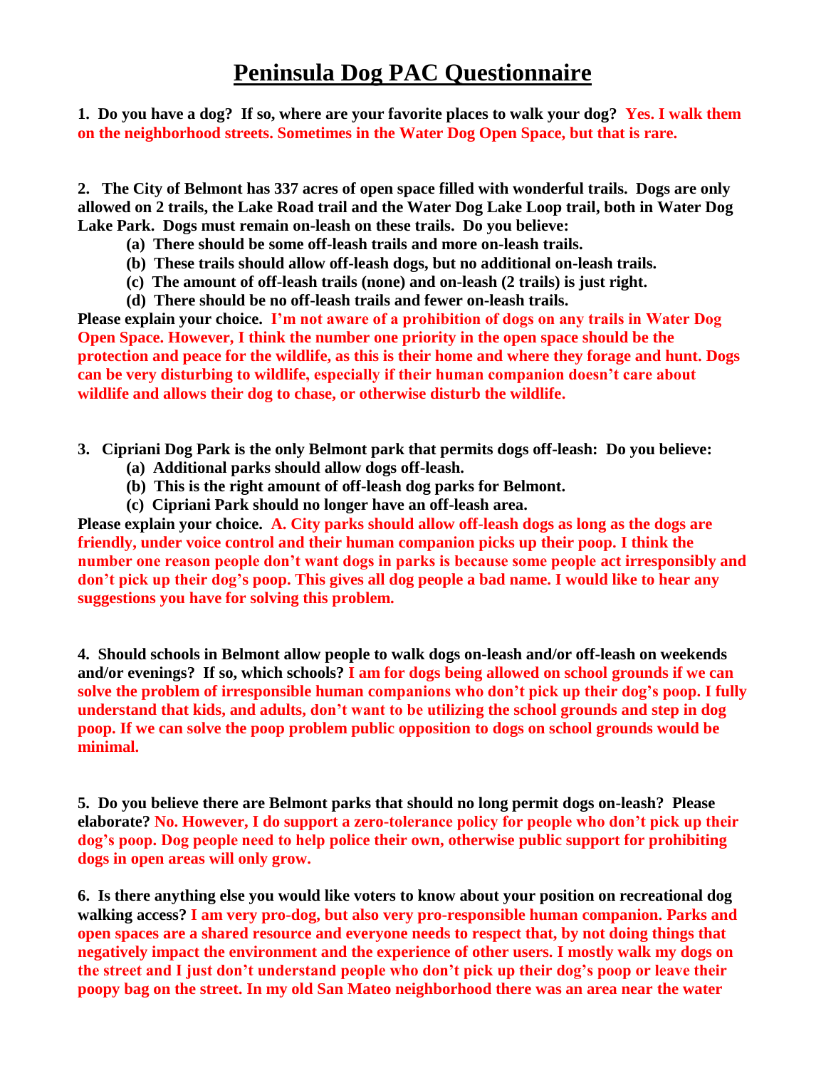# Peninsula Dog PAC Questionnaire

**1. Do you have a dog? If so, where are your favorite places to walk your dog?** **Yes. I walk them on the neighborhood streets. Sometimes in the Water Dog Open Space, but that is rare.**

**2. The City of Belmont has 337 acres of open space filled with wonderful trails. Dogs are only allowed on 2 trails, the Lake Road trail and the Water Dog Lake Loop trail, both in Water Dog Lake Park. Dogs must remain on-leash on these trails. Do you believe:**

- **(a) There should be some off-leash trails and more on-leash trails.**
- **(b) These trails should allow off-leash dogs, but no additional on-leash trails.**
- **(c) The amount of off-leash trails (none) and on-leash (2 trails) is just right.**
- **(d) There should be no off-leash trails and fewer on-leash trails.**

**Please explain your choice.** **I'm not aware of a prohibition of dogs on any trails in Water Dog Open Space. However, I think the number one priority in the open space should be the protection and peace for the wildlife, as this is their home and where they forage and hunt. Dogs can be very disturbing to wildlife, especially if their human companion doesn't care about wildlife and allows their dog to chase, or otherwise disturb the wildlife.**

**3. Cipriani Dog Park is the only Belmont park that permits dogs off-leash: Do you believe:**

- **(a) Additional parks should allow dogs off-leash.**
- **(b) This is the right amount of off-leash dog parks for Belmont.**
- **(c) Cipriani Park should no longer have an off-leash area.**

**Please explain your choice.** **A. City parks should allow off-leash dogs as long as the dogs are friendly, under voice control and their human companion picks up their poop. I think the number one reason people don't want dogs in parks is because some people act irresponsibly and don't pick up their dog's poop. This gives all dog people a bad name. I would like to hear any suggestions you have for solving this problem.**

**4. Should schools in Belmont allow people to walk dogs on-leash and/or off-leash on weekends and/or evenings? If so, which schools?** **I am for dogs being allowed on school grounds if we can solve the problem of irresponsible human companions who don't pick up their dog's poop. I fully understand that kids, and adults, don't want to be utilizing the school grounds and step in dog poop. If we can solve the poop problem public opposition to dogs on school grounds would be minimal.**

**5. Do you believe there are Belmont parks that should no long permit dogs on-leash? Please elaborate?** **No. However, I do support a zero-tolerance policy for people who don't pick up their dog's poop. Dog people need to help police their own, otherwise public support for prohibiting dogs in open areas will only grow.**

**6. Is there anything else you would like voters to know about your position on recreational dog walking access?** **I am very pro-dog, but also very pro-responsible human companion. Parks and open spaces are a shared resource and everyone needs to respect that, by not doing things that negatively impact the environment and the experience of other users. I mostly walk my dogs on the street and I just don't understand people who don't pick up their dog's poop or leave their poopy bag on the street. In my old San Mateo neighborhood there was an area near the water**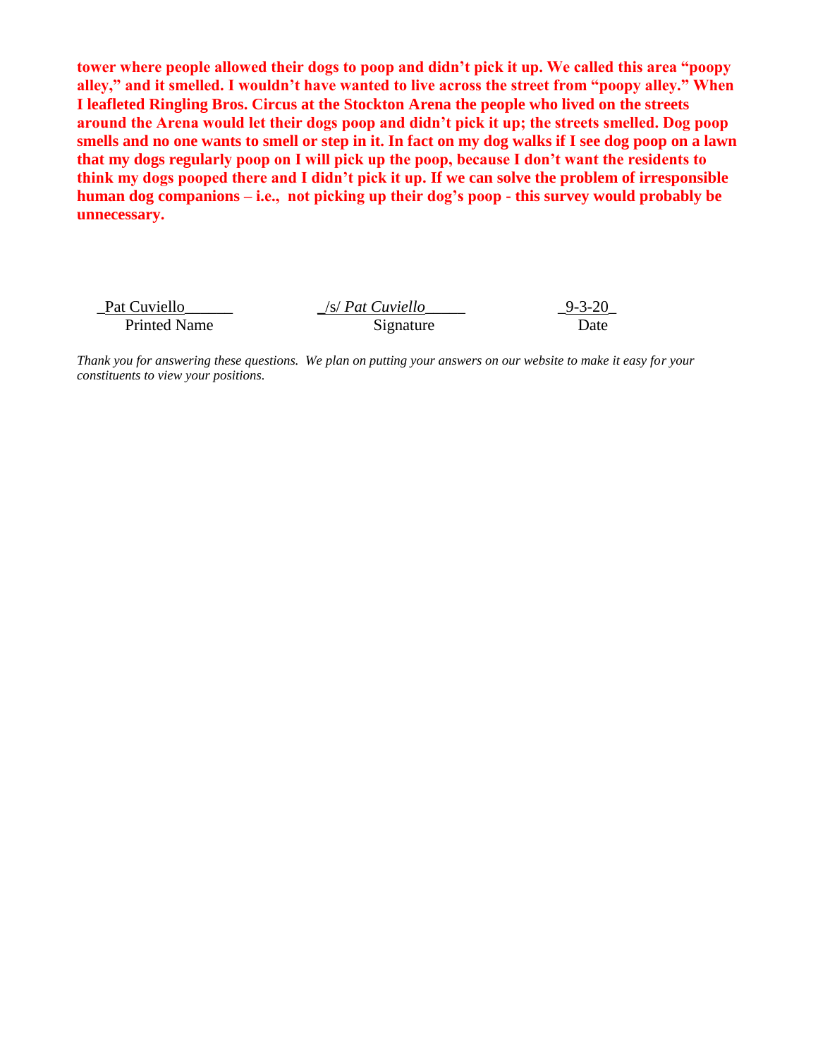**tower where people allowed their dogs to poop and didn't pick it up. We called this area "poopy alley," and it smelled. I wouldn't have wanted to live across the street from "poopy alley." When I leafleted Ringling Bros. Circus at the Stockton Arena the people who lived on the streets around the Arena would let their dogs poop and didn't pick it up; the streets smelled. Dog poop smells and no one wants to smell or step in it. In fact on my dog walks if I see dog poop on a lawn that my dogs regularly poop on I will pick up the poop, because I don't want the residents to think my dogs pooped there and I didn't pick it up. If we can solve the problem of irresponsible human dog companions – i.e., not picking up their dog's poop - this survey would probably be unnecessary.**

| | | |
|---|---|---|
| _Pat Cuviello______ | _/s/ *Pat Cuviello*_____ | _9-3-20_ |
| Printed Name | Signature | Date |

*Thank you for answering these questions. We plan on putting your answers on our website to make it easy for your constituents to view your positions.*